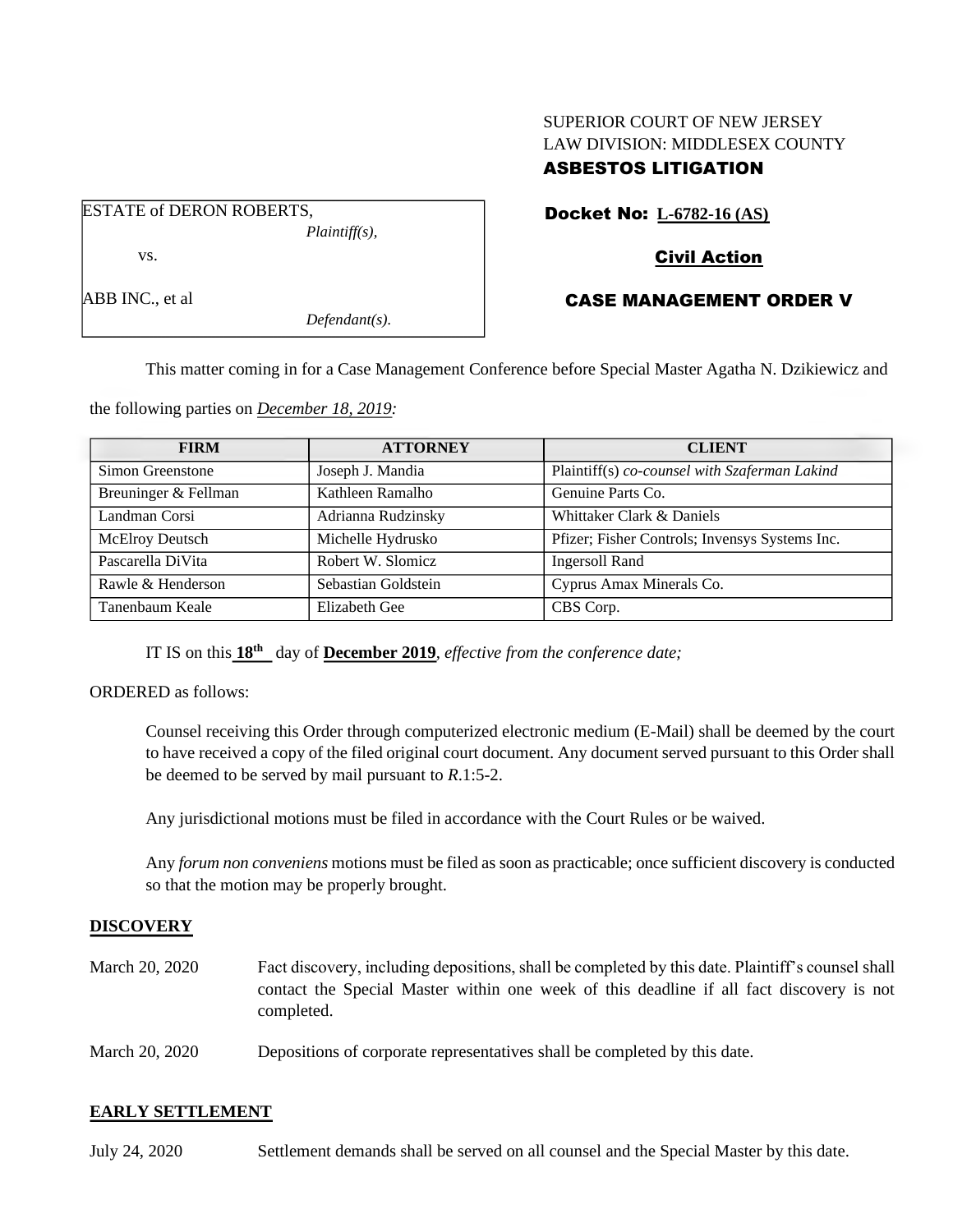SUPERIOR COURT OF NEW JERSEY
LAW DIVISION: MIDDLESEX COUNTY
**ASBESTOS LITIGATION**

ESTATE of DERON ROBERTS,
*Plaintiff(s),*

vs.

ABB INC., et al
*Defendant(s).*

**Docket No: L-6782-16 (AS)**

**Civil Action**

**CASE MANAGEMENT ORDER V**

This matter coming in for a Case Management Conference before Special Master Agatha N. Dzikiewicz and the following parties on *December 18, 2019:*

| FIRM | ATTORNEY | CLIENT |
|---|---|---|
| Simon Greenstone | Joseph J. Mandia | Plaintiff(s) *co-counsel with Szaferman Lakind* |
| Breuninger & Fellman | Kathleen Ramalho | Genuine Parts Co. |
| Landman Corsi | Adrianna Rudzinsky | Whittaker Clark & Daniels |
| McElroy Deutsch | Michelle Hydrusko | Pfizer; Fisher Controls; Invensys Systems Inc. |
| Pascarella DiVita | Robert W. Slomicz | Ingersoll Rand |
| Rawle & Henderson | Sebastian Goldstein | Cyprus Amax Minerals Co. |
| Tanenbaum Keale | Elizabeth Gee | CBS Corp. |

IT IS on this **18th** day of **December 2019**, *effective from the conference date;*

ORDERED as follows:

Counsel receiving this Order through computerized electronic medium (E-Mail) shall be deemed by the court to have received a copy of the filed original court document. Any document served pursuant to this Order shall be deemed to be served by mail pursuant to *R*.1:5-2.

Any jurisdictional motions must be filed in accordance with the Court Rules or be waived.

Any *forum non conveniens* motions must be filed as soon as practicable; once sufficient discovery is conducted so that the motion may be properly brought.

## DISCOVERY

March 20, 2020 — Fact discovery, including depositions, shall be completed by this date. Plaintiff's counsel shall contact the Special Master within one week of this deadline if all fact discovery is not completed.

March 20, 2020 — Depositions of corporate representatives shall be completed by this date.

## EARLY SETTLEMENT

July 24, 2020 — Settlement demands shall be served on all counsel and the Special Master by this date.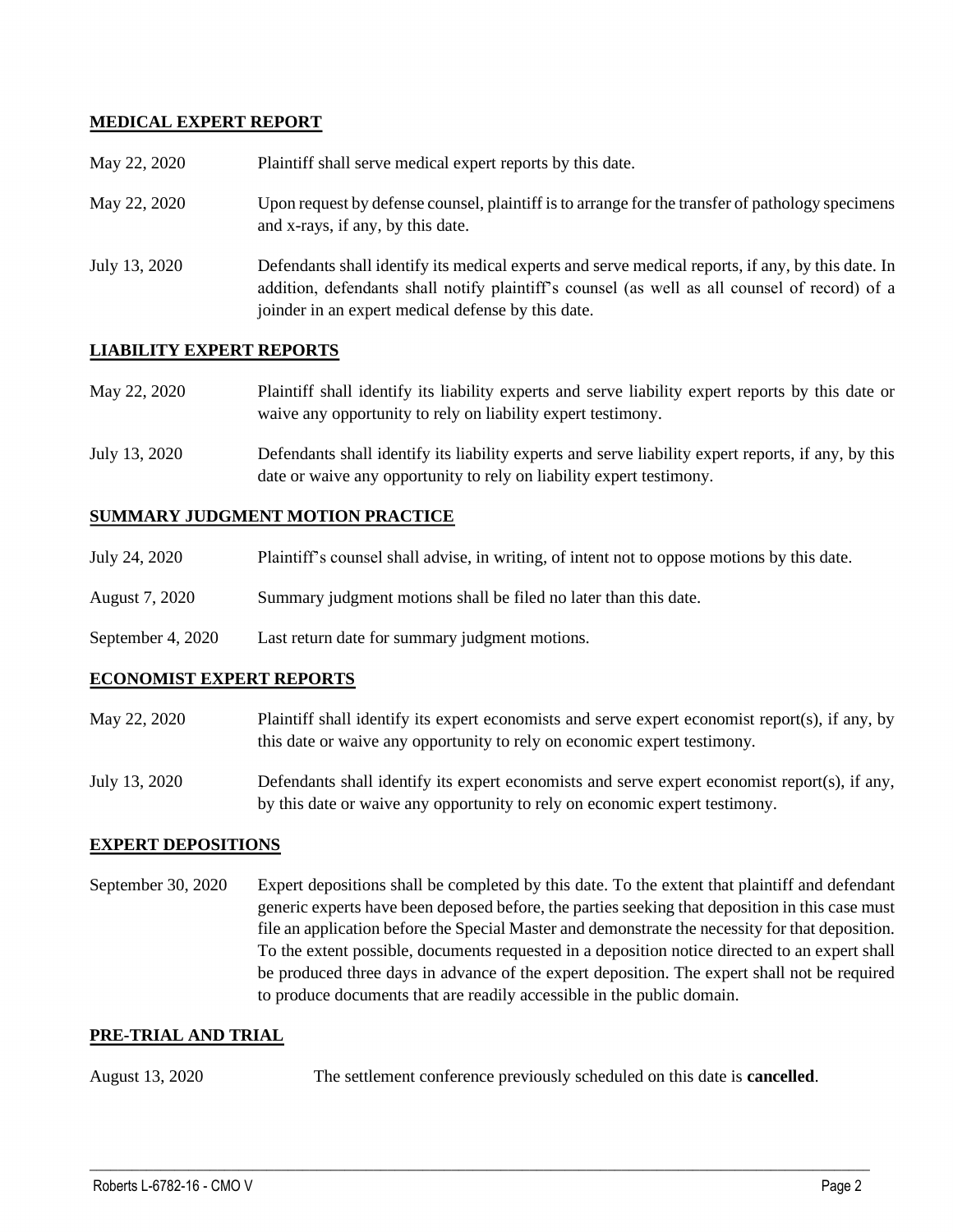## MEDICAL EXPERT REPORT

| | |
|---|---|
| May 22, 2020 | Plaintiff shall serve medical expert reports by this date. |
| May 22, 2020 | Upon request by defense counsel, plaintiff is to arrange for the transfer of pathology specimens and x-rays, if any, by this date. |
| July 13, 2020 | Defendants shall identify its medical experts and serve medical reports, if any, by this date. In addition, defendants shall notify plaintiff's counsel (as well as all counsel of record) of a joinder in an expert medical defense by this date. |

## LIABILITY EXPERT REPORTS

| | |
|---|---|
| May 22, 2020 | Plaintiff shall identify its liability experts and serve liability expert reports by this date or waive any opportunity to rely on liability expert testimony. |
| July 13, 2020 | Defendants shall identify its liability experts and serve liability expert reports, if any, by this date or waive any opportunity to rely on liability expert testimony. |

## SUMMARY JUDGMENT MOTION PRACTICE

| | |
|---|---|
| July 24, 2020 | Plaintiff's counsel shall advise, in writing, of intent not to oppose motions by this date. |
| August 7, 2020 | Summary judgment motions shall be filed no later than this date. |
| September 4, 2020 | Last return date for summary judgment motions. |

## ECONOMIST EXPERT REPORTS

| | |
|---|---|
| May 22, 2020 | Plaintiff shall identify its expert economists and serve expert economist report(s), if any, by this date or waive any opportunity to rely on economic expert testimony. |
| July 13, 2020 | Defendants shall identify its expert economists and serve expert economist report(s), if any, by this date or waive any opportunity to rely on economic expert testimony. |

## EXPERT DEPOSITIONS

| | |
|---|---|
| September 30, 2020 | Expert depositions shall be completed by this date. To the extent that plaintiff and defendant generic experts have been deposed before, the parties seeking that deposition in this case must file an application before the Special Master and demonstrate the necessity for that deposition. To the extent possible, documents requested in a deposition notice directed to an expert shall be produced three days in advance of the expert deposition. The expert shall not be required to produce documents that are readily accessible in the public domain. |

## PRE-TRIAL AND TRIAL

| | |
|---|---|
| August 13, 2020 | The settlement conference previously scheduled on this date is **cancelled**. |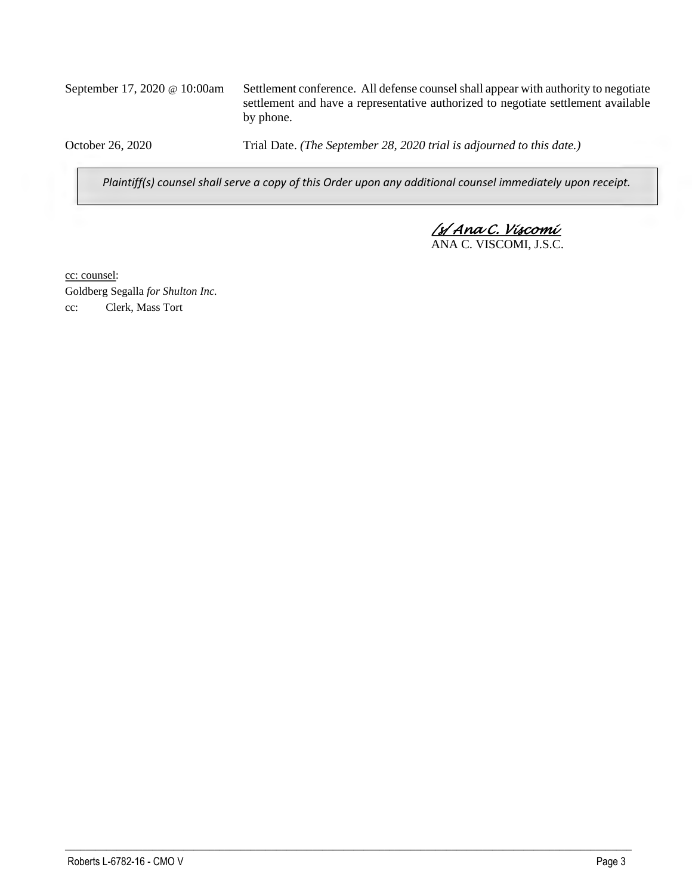| | |
|---|---|
| September 17, 2020 @ 10:00am | Settlement conference. All defense counsel shall appear with authority to negotiate settlement and have a representative authorized to negotiate settlement available by phone. |
| October 26, 2020 | Trial Date. *(The September 28, 2020 trial is adjourned to this date.)* |

*Plaintiff(s) counsel shall serve a copy of this Order upon any additional counsel immediately upon receipt.*

*/s/ Ana C. Viscomi*
ANA C. VISCOMI, J.S.C.

cc: counsel:
Goldberg Segalla *for Shulton Inc.*
cc: Clerk, Mass Tort